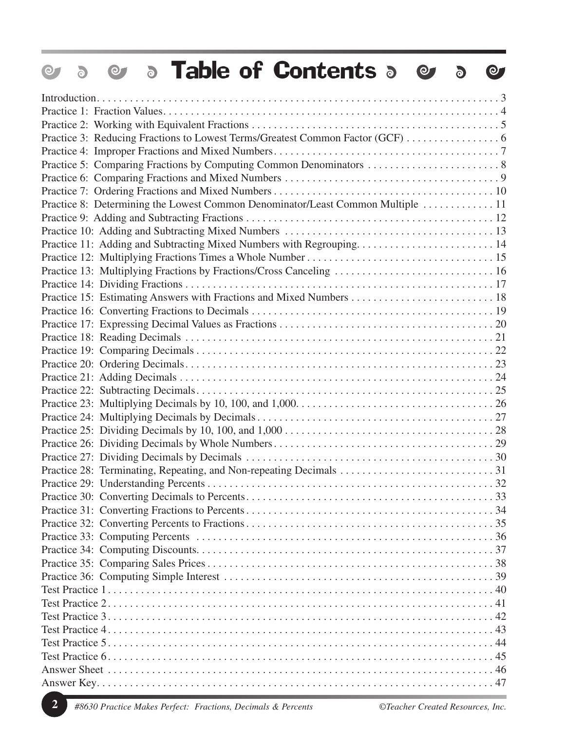# Table of Contents

| | |
|---|---|
| Introduction | 3 |
| Practice 1: Fraction Values | 4 |
| Practice 2: Working with Equivalent Fractions | 5 |
| Practice 3: Reducing Fractions to Lowest Terms/Greatest Common Factor (GCF) | 6 |
| Practice 4: Improper Fractions and Mixed Numbers | 7 |
| Practice 5: Comparing Fractions by Computing Common Denominators | 8 |
| Practice 6: Comparing Fractions and Mixed Numbers | 9 |
| Practice 7: Ordering Fractions and Mixed Numbers | 10 |
| Practice 8: Determining the Lowest Common Denominator/Least Common Multiple | 11 |
| Practice 9: Adding and Subtracting Fractions | 12 |
| Practice 10: Adding and Subtracting Mixed Numbers | 13 |
| Practice 11: Adding and Subtracting Mixed Numbers with Regrouping | 14 |
| Practice 12: Multiplying Fractions Times a Whole Number | 15 |
| Practice 13: Multiplying Fractions by Fractions/Cross Canceling | 16 |
| Practice 14: Dividing Fractions | 17 |
| Practice 15: Estimating Answers with Fractions and Mixed Numbers | 18 |
| Practice 16: Converting Fractions to Decimals | 19 |
| Practice 17: Expressing Decimal Values as Fractions | 20 |
| Practice 18: Reading Decimals | 21 |
| Practice 19: Comparing Decimals | 22 |
| Practice 20: Ordering Decimals | 23 |
| Practice 21: Adding Decimals | 24 |
| Practice 22: Subtracting Decimals | 25 |
| Practice 23: Multiplying Decimals by 10, 100, and 1,000 | 26 |
| Practice 24: Multiplying Decimals by Decimals | 27 |
| Practice 25: Dividing Decimals by 10, 100, and 1,000 | 28 |
| Practice 26: Dividing Decimals by Whole Numbers | 29 |
| Practice 27: Dividing Decimals by Decimals | 30 |
| Practice 28: Terminating, Repeating, and Non-repeating Decimals | 31 |
| Practice 29: Understanding Percents | 32 |
| Practice 30: Converting Decimals to Percents | 33 |
| Practice 31: Converting Fractions to Percents | 34 |
| Practice 32: Converting Percents to Fractions | 35 |
| Practice 33: Computing Percents | 36 |
| Practice 34: Computing Discounts | 37 |
| Practice 35: Comparing Sales Prices | 38 |
| Practice 36: Computing Simple Interest | 39 |
| Test Practice 1 | 40 |
| Test Practice 2 | 41 |
| Test Practice 3 | 42 |
| Test Practice 4 | 43 |
| Test Practice 5 | 44 |
| Test Practice 6 | 45 |
| Answer Sheet | 46 |
| Answer Key | 47 |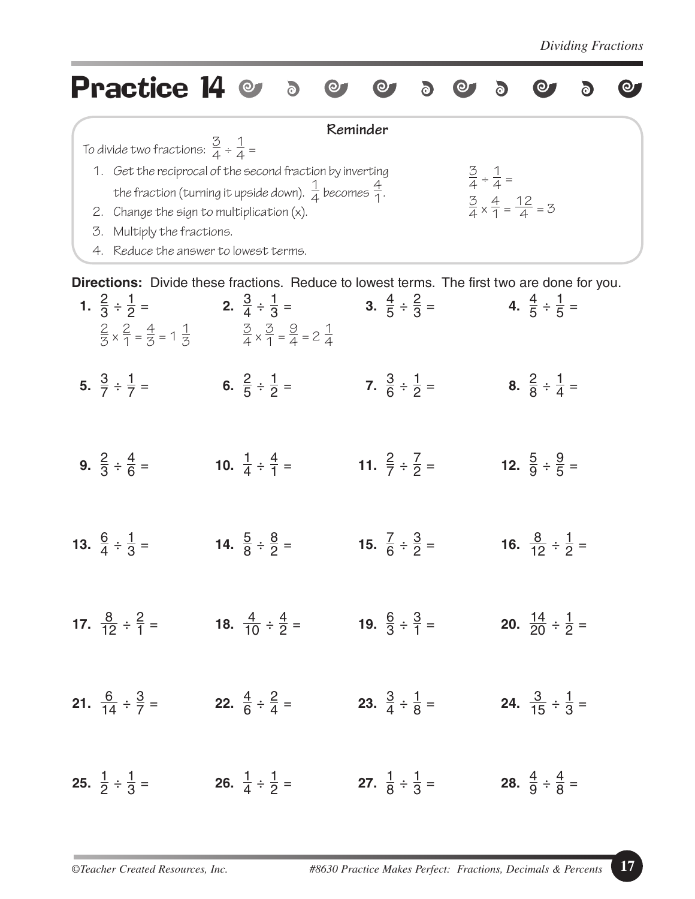# Practice 14

**Reminder**

To divide two fractions: $\frac{3}{4} \div \frac{1}{4} =$

1. Get the reciprocal of the second fraction by inverting the fraction (turning it upside down). $\frac{1}{4}$ becomes $\frac{4}{1}$.
2. Change the sign to multiplication (x).
3. Multiply the fractions.
4. Reduce the answer to lowest terms.

$$\frac{3}{4} \div \frac{1}{4} =$$

$$\frac{3}{4} \times \frac{4}{1} = \frac{12}{4} = 3$$

**Directions:** Divide these fractions. Reduce to lowest terms. The first two are done for you.

**1.** $\frac{2}{3} \div \frac{1}{2} =$

$\frac{2}{3} \times \frac{2}{1} = \frac{4}{3} = 1\frac{1}{3}$

**2.** $\frac{3}{4} \div \frac{1}{3} =$

$\frac{3}{4} \times \frac{3}{1} = \frac{9}{4} = 2\frac{1}{4}$

**3.** $\frac{4}{5} \div \frac{2}{3} =$

**4.** $\frac{4}{5} \div \frac{1}{5} =$

**5.** $\frac{3}{7} \div \frac{1}{7} =$

**6.** $\frac{2}{5} \div \frac{1}{2} =$

**7.** $\frac{3}{6} \div \frac{1}{2} =$

**8.** $\frac{2}{8} \div \frac{1}{4} =$

**9.** $\frac{2}{3} \div \frac{4}{6} =$

**10.** $\frac{1}{4} \div \frac{4}{1} =$

**11.** $\frac{2}{7} \div \frac{7}{2} =$

**12.** $\frac{5}{9} \div \frac{9}{5} =$

**13.** $\frac{6}{4} \div \frac{1}{3} =$

**14.** $\frac{5}{8} \div \frac{8}{2} =$

**15.** $\frac{7}{6} \div \frac{3}{2} =$

**16.** $\frac{8}{12} \div \frac{1}{2} =$

**17.** $\frac{8}{12} \div \frac{2}{1} =$

**18.** $\frac{4}{10} \div \frac{4}{2} =$

**19.** $\frac{6}{3} \div \frac{3}{1} =$

**20.** $\frac{14}{20} \div \frac{1}{2} =$

**21.** $\frac{6}{14} \div \frac{3}{7} =$

**22.** $\frac{4}{6} \div \frac{2}{4} =$

**23.** $\frac{3}{4} \div \frac{1}{8} =$

**24.** $\frac{3}{15} \div \frac{1}{3} =$

**25.** $\frac{1}{2} \div \frac{1}{3} =$

**26.** $\frac{1}{4} \div \frac{1}{2} =$

**27.** $\frac{1}{8} \div \frac{1}{3} =$

**28.** $\frac{4}{9} \div \frac{4}{8} =$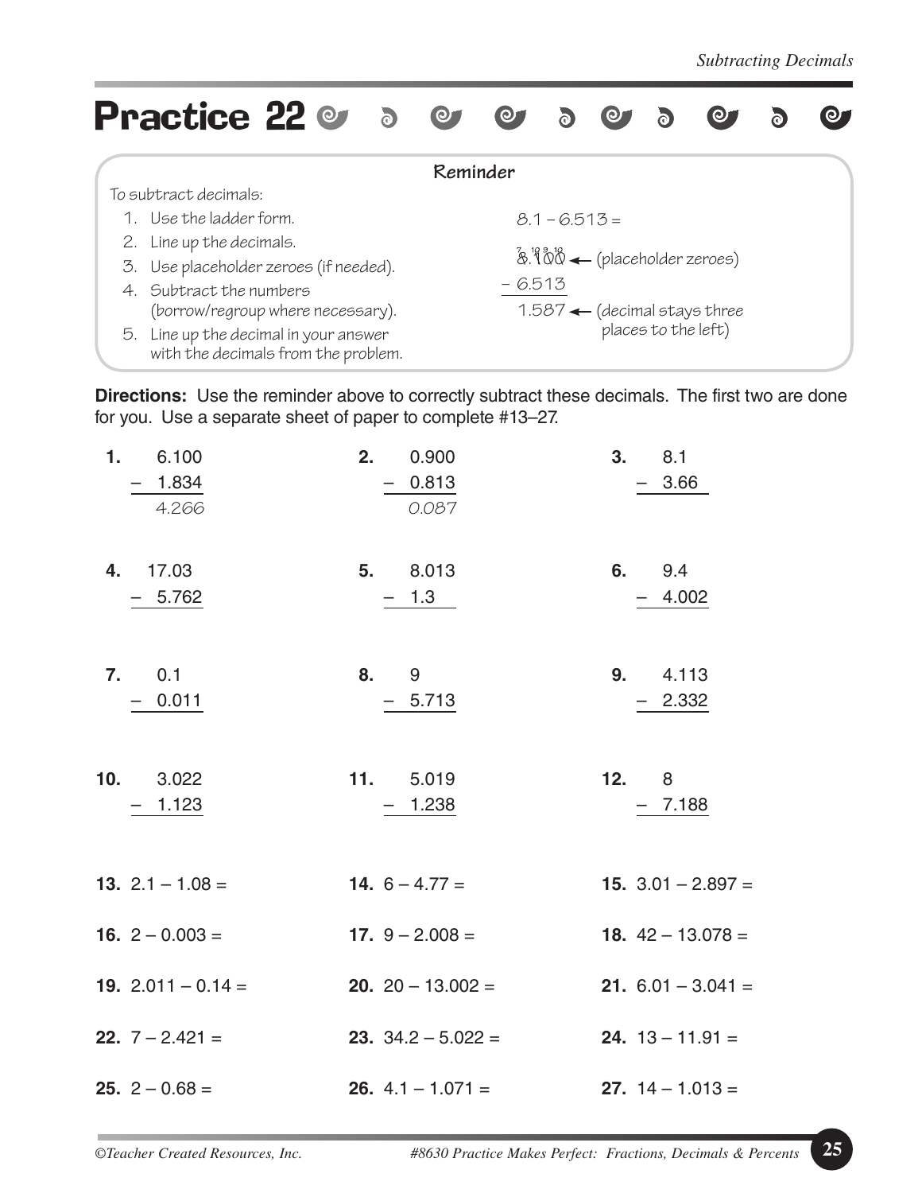# Practice 22

**Reminder**

To subtract decimals:

1. Use the ladder form.
2. Line up the decimals.
3. Use placeholder zeroes (if needed).
4. Subtract the numbers (borrow/regroup where necessary).
5. Line up the decimal in your answer with the decimals from the problem.

$8.1 - 6.513 =$

```
  8.100  ← (placeholder zeroes)
– 6.513
  1.587  ← (decimal stays three places to the left)
```

**Directions:** Use the reminder above to correctly subtract these decimals. The first two are done for you. Use a separate sheet of paper to complete #13–27.

**1.**
```
  6.100
– 1.834
  4.266
```

**2.**
```
  0.900
– 0.813
  0.087
```

**3.**
```
  8.1
– 3.66
```

**4.**
```
  17.03
–  5.762
```

**5.**
```
  8.013
– 1.3
```

**6.**
```
  9.4
– 4.002
```

**7.**
```
  0.1
– 0.011
```

**8.**
```
  9
– 5.713
```

**9.**
```
  4.113
– 2.332
```

**10.**
```
  3.022
– 1.123
```

**11.**
```
  5.019
– 1.238
```

**12.**
```
  8
– 7.188
```

**13.** $2.1 - 1.08 =$

**14.** $6 - 4.77 =$

**15.** $3.01 - 2.897 =$

**16.** $2 - 0.003 =$

**17.** $9 - 2.008 =$

**18.** $42 - 13.078 =$

**19.** $2.011 - 0.14 =$

**20.** $20 - 13.002 =$

**21.** $6.01 - 3.041 =$

**22.** $7 - 2.421 =$

**23.** $34.2 - 5.022 =$

**24.** $13 - 11.91 =$

**25.** $2 - 0.68 =$

**26.** $4.1 - 1.071 =$

**27.** $14 - 1.013 =$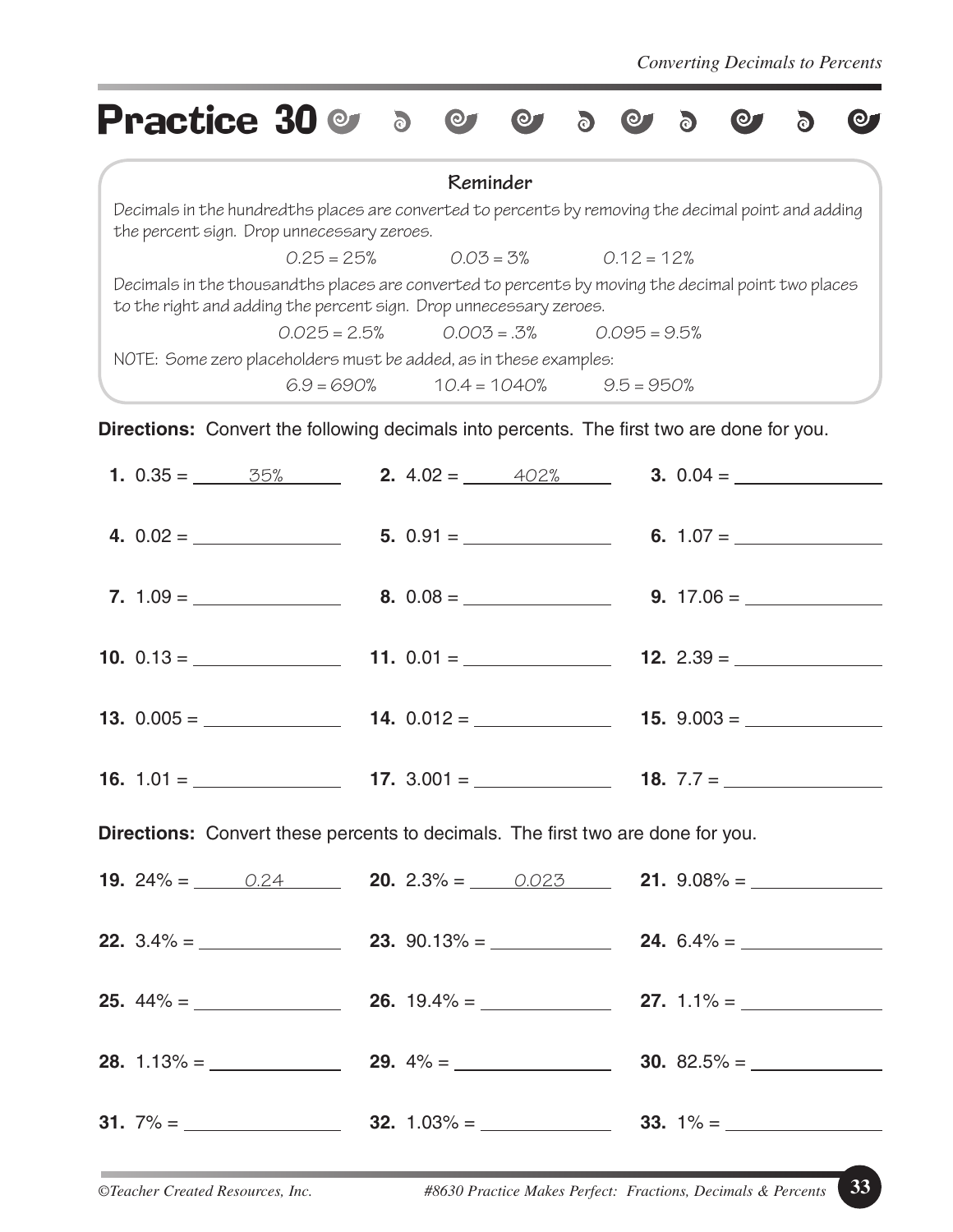# Practice 30

**Reminder**

Decimals in the hundredths places are converted to percents by removing the decimal point and adding the percent sign. Drop unnecessary zeroes.

0.25 = 25% 0.03 = 3% 0.12 = 12%

Decimals in the thousandths places are converted to percents by moving the decimal point two places to the right and adding the percent sign. Drop unnecessary zeroes.

0.025 = 2.5% 0.003 = .3% 0.095 = 9.5%

NOTE: Some zero placeholders must be added, as in these examples:

6.9 = 690% 10.4 = 1040% 9.5 = 950%

**Directions:** Convert the following decimals into percents. The first two are done for you.

**1.** 0.35 = 35%
**2.** 4.02 = 402%
**3.** 0.04 = ________

**4.** 0.02 = ________
**5.** 0.91 = ________
**6.** 1.07 = ________

**7.** 1.09 = ________
**8.** 0.08 = ________
**9.** 17.06 = ________

**10.** 0.13 = ________
**11.** 0.01 = ________
**12.** 2.39 = ________

**13.** 0.005 = ________
**14.** 0.012 = ________
**15.** 9.003 = ________

**16.** 1.01 = ________
**17.** 3.001 = ________
**18.** 7.7 = ________

**Directions:** Convert these percents to decimals. The first two are done for you.

**19.** 24% = 0.24
**20.** 2.3% = 0.023
**21.** 9.08% = ________

**22.** 3.4% = ________
**23.** 90.13% = ________
**24.** 6.4% = ________

**25.** 44% = ________
**26.** 19.4% = ________
**27.** 1.1% = ________

**28.** 1.13% = ________
**29.** 4% = ________
**30.** 82.5% = ________

**31.** 7% = ________
**32.** 1.03% = ________
**33.** 1% = ________